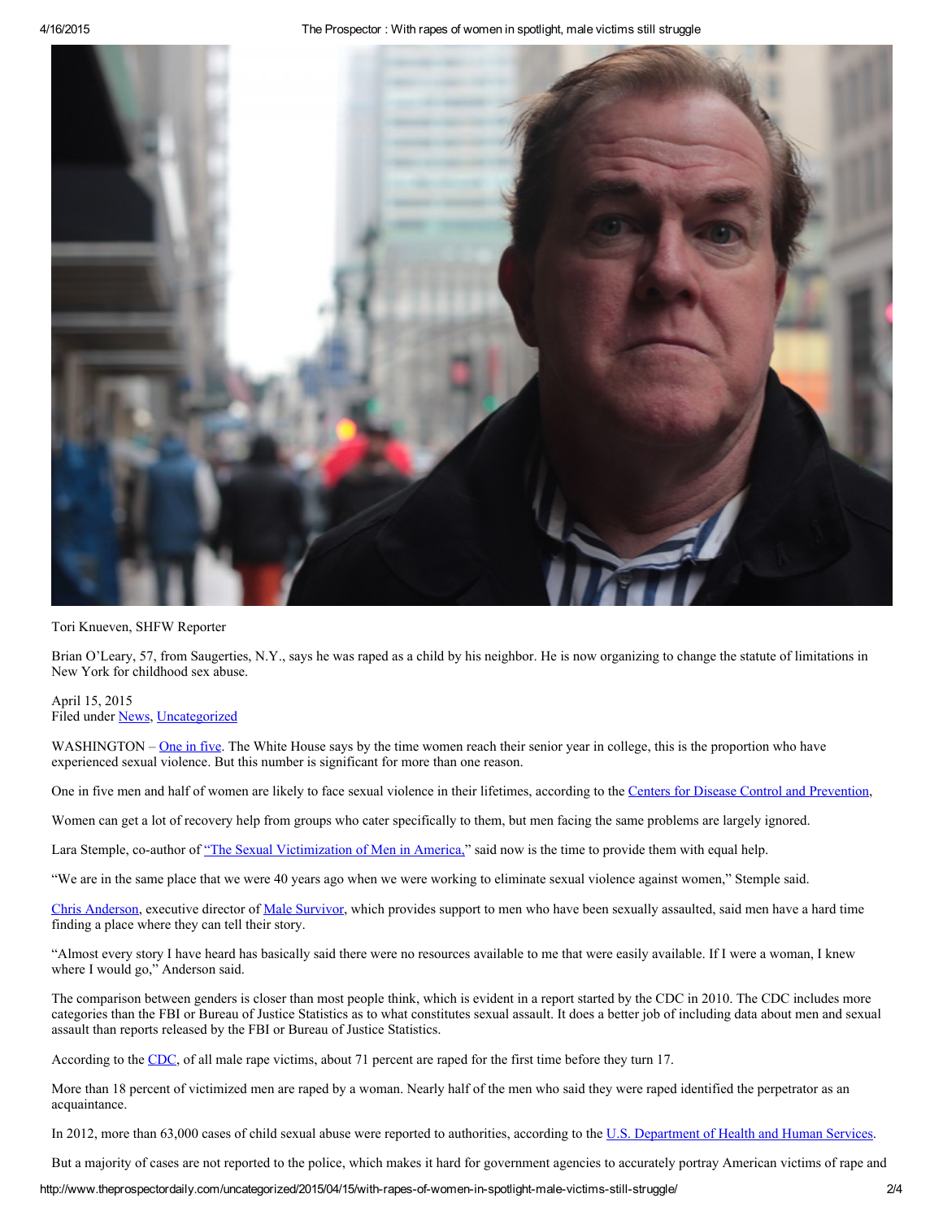Tori Knueven, SHFW Reporter

Brian O'Leary, 57, from Saugerties, N.Y., says he was raped as a child by his neighbor. He is now organizing to change the statute of limitations in New York for childhood sex abuse.

April 15, 2015
Filed under News, Uncategorized

WASHINGTON – One in five. The White House says by the time women reach their senior year in college, this is the proportion who have experienced sexual violence. But this number is significant for more than one reason.

One in five men and half of women are likely to face sexual violence in their lifetimes, according to the Centers for Disease Control and Prevention,

Women can get a lot of recovery help from groups who cater specifically to them, but men facing the same problems are largely ignored.

Lara Stemple, co-author of "The Sexual Victimization of Men in America," said now is the time to provide them with equal help.

"We are in the same place that we were 40 years ago when we were working to eliminate sexual violence against women," Stemple said.

Chris Anderson, executive director of Male Survivor, which provides support to men who have been sexually assaulted, said men have a hard time finding a place where they can tell their story.

"Almost every story I have heard has basically said there were no resources available to me that were easily available. If I were a woman, I knew where I would go," Anderson said.

The comparison between genders is closer than most people think, which is evident in a report started by the CDC in 2010. The CDC includes more categories than the FBI or Bureau of Justice Statistics as to what constitutes sexual assault. It does a better job of including data about men and sexual assault than reports released by the FBI or Bureau of Justice Statistics.

According to the CDC, of all male rape victims, about 71 percent are raped for the first time before they turn 17.

More than 18 percent of victimized men are raped by a woman. Nearly half of the men who said they were raped identified the perpetrator as an acquaintance.

In 2012, more than 63,000 cases of child sexual abuse were reported to authorities, according to the U.S. Department of Health and Human Services.

But a majority of cases are not reported to the police, which makes it hard for government agencies to accurately portray American victims of rape and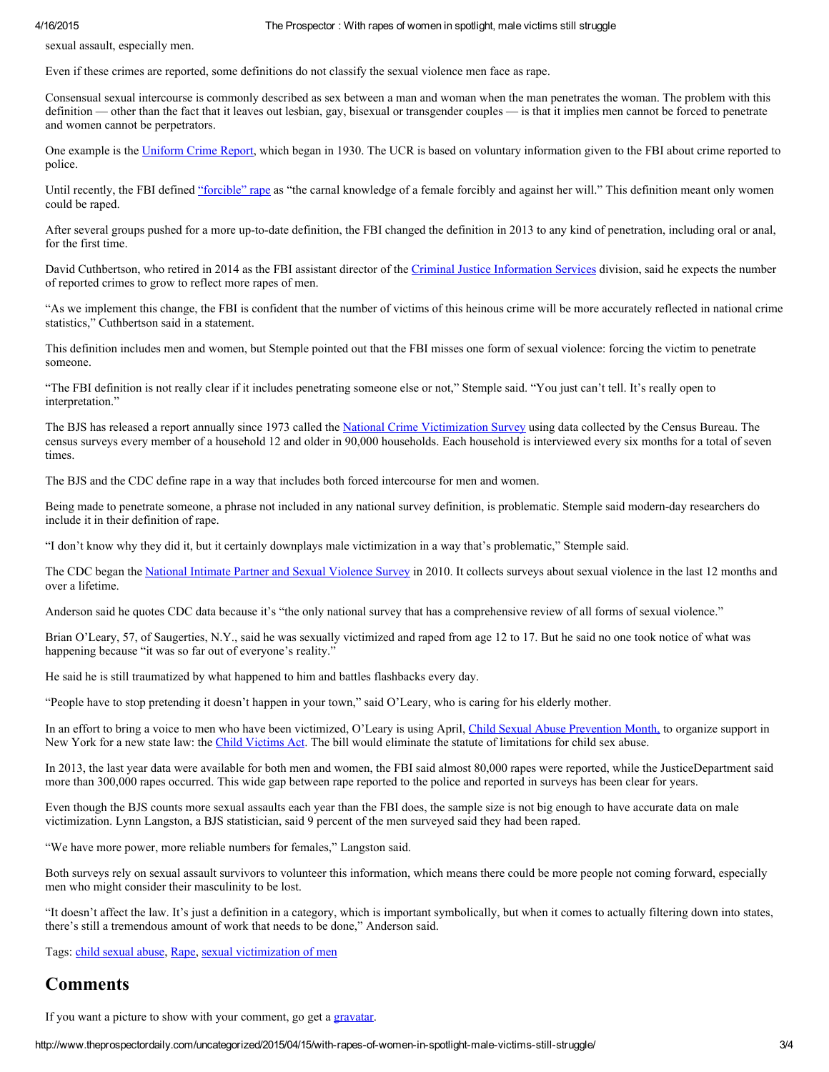sexual assault, especially men.

Even if these crimes are reported, some definitions do not classify the sexual violence men face as rape.

Consensual sexual intercourse is commonly described as sex between a man and woman when the man penetrates the woman. The problem with this definition — other than the fact that it leaves out lesbian, gay, bisexual or transgender couples — is that it implies men cannot be forced to penetrate and women cannot be perpetrators.

One example is the Uniform Crime Report, which began in 1930. The UCR is based on voluntary information given to the FBI about crime reported to police.

Until recently, the FBI defined "forcible" rape as "the carnal knowledge of a female forcibly and against her will." This definition meant only women could be raped.

After several groups pushed for a more up-to-date definition, the FBI changed the definition in 2013 to any kind of penetration, including oral or anal, for the first time.

David Cuthbertson, who retired in 2014 as the FBI assistant director of the Criminal Justice Information Services division, said he expects the number of reported crimes to grow to reflect more rapes of men.

"As we implement this change, the FBI is confident that the number of victims of this heinous crime will be more accurately reflected in national crime statistics," Cuthbertson said in a statement.

This definition includes men and women, but Stemple pointed out that the FBI misses one form of sexual violence: forcing the victim to penetrate someone.

"The FBI definition is not really clear if it includes penetrating someone else or not," Stemple said. "You just can't tell. It's really open to interpretation."

The BJS has released a report annually since 1973 called the National Crime Victimization Survey using data collected by the Census Bureau. The census surveys every member of a household 12 and older in 90,000 households. Each household is interviewed every six months for a total of seven times.

The BJS and the CDC define rape in a way that includes both forced intercourse for men and women.

Being made to penetrate someone, a phrase not included in any national survey definition, is problematic. Stemple said modern-day researchers do include it in their definition of rape.

"I don't know why they did it, but it certainly downplays male victimization in a way that's problematic," Stemple said.

The CDC began the National Intimate Partner and Sexual Violence Survey in 2010. It collects surveys about sexual violence in the last 12 months and over a lifetime.

Anderson said he quotes CDC data because it's "the only national survey that has a comprehensive review of all forms of sexual violence."

Brian O'Leary, 57, of Saugerties, N.Y., said he was sexually victimized and raped from age 12 to 17. But he said no one took notice of what was happening because "it was so far out of everyone's reality."

He said he is still traumatized by what happened to him and battles flashbacks every day.

"People have to stop pretending it doesn't happen in your town," said O'Leary, who is caring for his elderly mother.

In an effort to bring a voice to men who have been victimized, O'Leary is using April, Child Sexual Abuse Prevention Month, to organize support in New York for a new state law: the Child Victims Act. The bill would eliminate the statute of limitations for child sex abuse.

In 2013, the last year data were available for both men and women, the FBI said almost 80,000 rapes were reported, while the JusticeDepartment said more than 300,000 rapes occurred. This wide gap between rape reported to the police and reported in surveys has been clear for years.

Even though the BJS counts more sexual assaults each year than the FBI does, the sample size is not big enough to have accurate data on male victimization. Lynn Langston, a BJS statistician, said 9 percent of the men surveyed said they had been raped.

"We have more power, more reliable numbers for females," Langston said.

Both surveys rely on sexual assault survivors to volunteer this information, which means there could be more people not coming forward, especially men who might consider their masculinity to be lost.

"It doesn't affect the law. It's just a definition in a category, which is important symbolically, but when it comes to actually filtering down into states, there's still a tremendous amount of work that needs to be done," Anderson said.

Tags: child sexual abuse, Rape, sexual victimization of men

## Comments

If you want a picture to show with your comment, go get a gravatar.